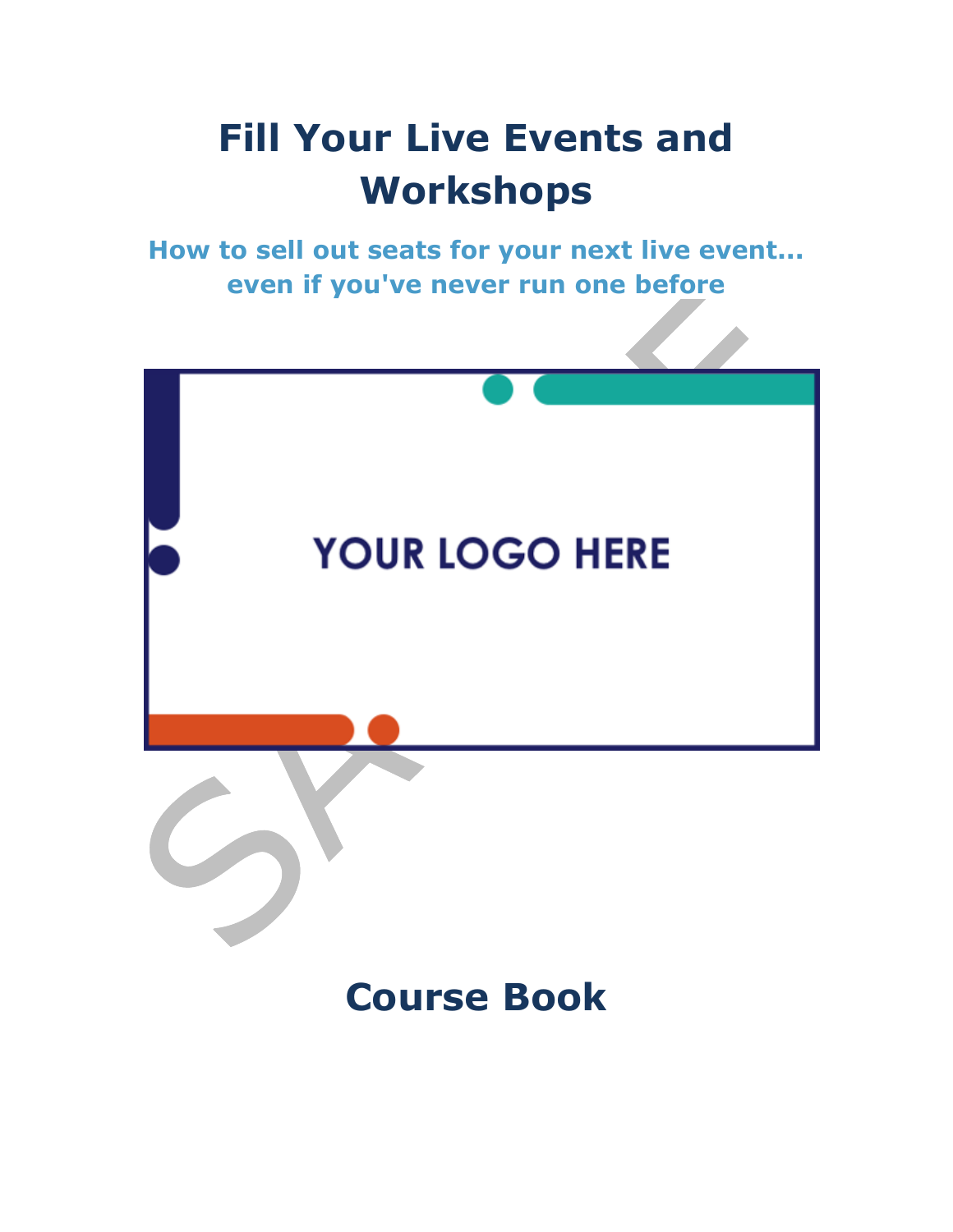# Fill Your Live Events and Workshops

## How to sell out seats for your next live event... even if you've never run one before

YOUR LOGO HERE

## Course Book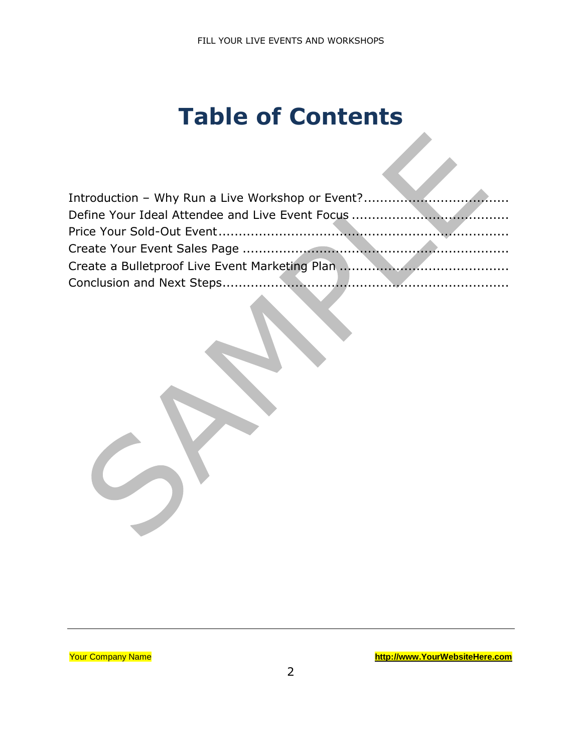# Table of Contents

Introduction – Why Run a Live Workshop or Event?
Define Your Ideal Attendee and Live Event Focus
Price Your Sold-Out Event
Create Your Event Sales Page
Create a Bulletproof Live Event Marketing Plan
Conclusion and Next Steps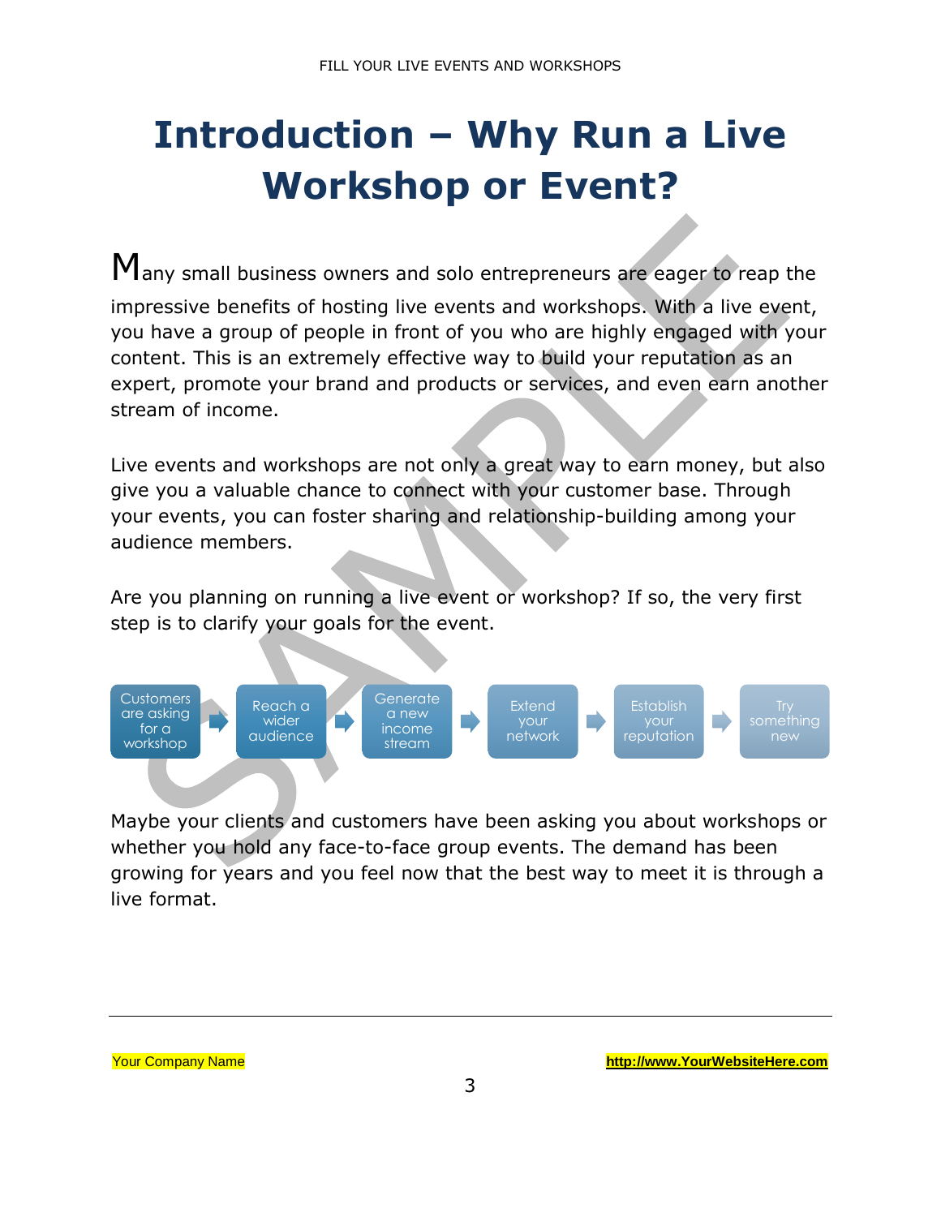# Introduction – Why Run a Live Workshop or Event?

Many small business owners and solo entrepreneurs are eager to reap the impressive benefits of hosting live events and workshops. With a live event, you have a group of people in front of you who are highly engaged with your content. This is an extremely effective way to build your reputation as an expert, promote your brand and products or services, and even earn another stream of income.

Live events and workshops are not only a great way to earn money, but also give you a valuable chance to connect with your customer base. Through your events, you can foster sharing and relationship-building among your audience members.

Are you planning on running a live event or workshop? If so, the very first step is to clarify your goals for the event.

Customers are asking for a workshop → Reach a wider audience → Generate a new income stream → Extend your network → Establish your reputation → Try something new

Maybe your clients and customers have been asking you about workshops or whether you hold any face-to-face group events. The demand has been growing for years and you feel now that the best way to meet it is through a live format.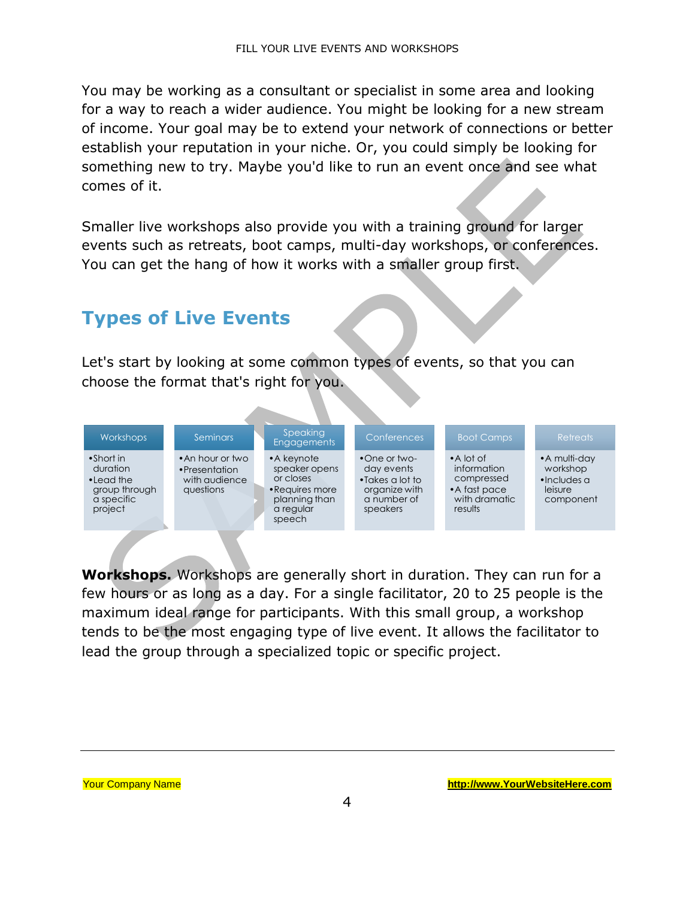You may be working as a consultant or specialist in some area and looking for a way to reach a wider audience. You might be looking for a new stream of income. Your goal may be to extend your network of connections or better establish your reputation in your niche. Or, you could simply be looking for something new to try. Maybe you'd like to run an event once and see what comes of it.

Smaller live workshops also provide you with a training ground for larger events such as retreats, boot camps, multi-day workshops, or conferences. You can get the hang of how it works with a smaller group first.

## Types of Live Events

Let's start by looking at some common types of events, so that you can choose the format that's right for you.

| Workshops | Seminars | Speaking Engagements | Conferences | Boot Camps | Retreats |
|---|---|---|---|---|---|
| •Short in duration<br>•Lead the group through a specific project | •An hour or two<br>•Presentation with audience questions | •A keynote speaker opens or closes<br>•Requires more planning than a regular speech | •One or two-day events<br>•Takes a lot to organize with a number of speakers | •A lot of information compressed<br>•A fast pace with dramatic results | •A multi-day workshop<br>•Includes a leisure component |

**Workshops.** Workshops are generally short in duration. They can run for a few hours or as long as a day. For a single facilitator, 20 to 25 people is the maximum ideal range for participants. With this small group, a workshop tends to be the most engaging type of live event. It allows the facilitator to lead the group through a specialized topic or specific project.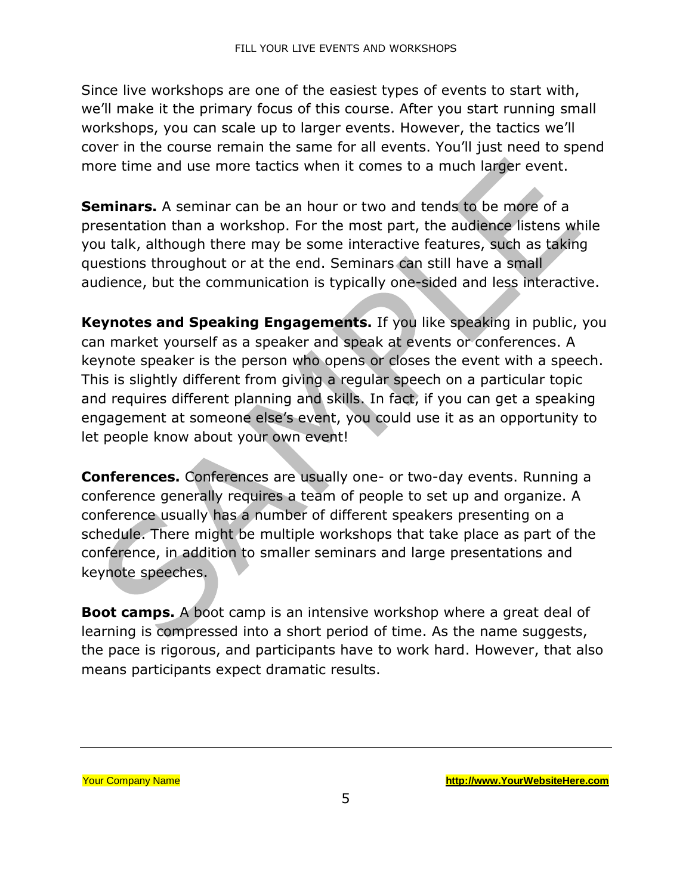Since live workshops are one of the easiest types of events to start with, we'll make it the primary focus of this course. After you start running small workshops, you can scale up to larger events. However, the tactics we'll cover in the course remain the same for all events. You'll just need to spend more time and use more tactics when it comes to a much larger event.

**Seminars.** A seminar can be an hour or two and tends to be more of a presentation than a workshop. For the most part, the audience listens while you talk, although there may be some interactive features, such as taking questions throughout or at the end. Seminars can still have a small audience, but the communication is typically one-sided and less interactive.

**Keynotes and Speaking Engagements.** If you like speaking in public, you can market yourself as a speaker and speak at events or conferences. A keynote speaker is the person who opens or closes the event with a speech. This is slightly different from giving a regular speech on a particular topic and requires different planning and skills. In fact, if you can get a speaking engagement at someone else's event, you could use it as an opportunity to let people know about your own event!

**Conferences.** Conferences are usually one- or two-day events. Running a conference generally requires a team of people to set up and organize. A conference usually has a number of different speakers presenting on a schedule. There might be multiple workshops that take place as part of the conference, in addition to smaller seminars and large presentations and keynote speeches.

**Boot camps.** A boot camp is an intensive workshop where a great deal of learning is compressed into a short period of time. As the name suggests, the pace is rigorous, and participants have to work hard. However, that also means participants expect dramatic results.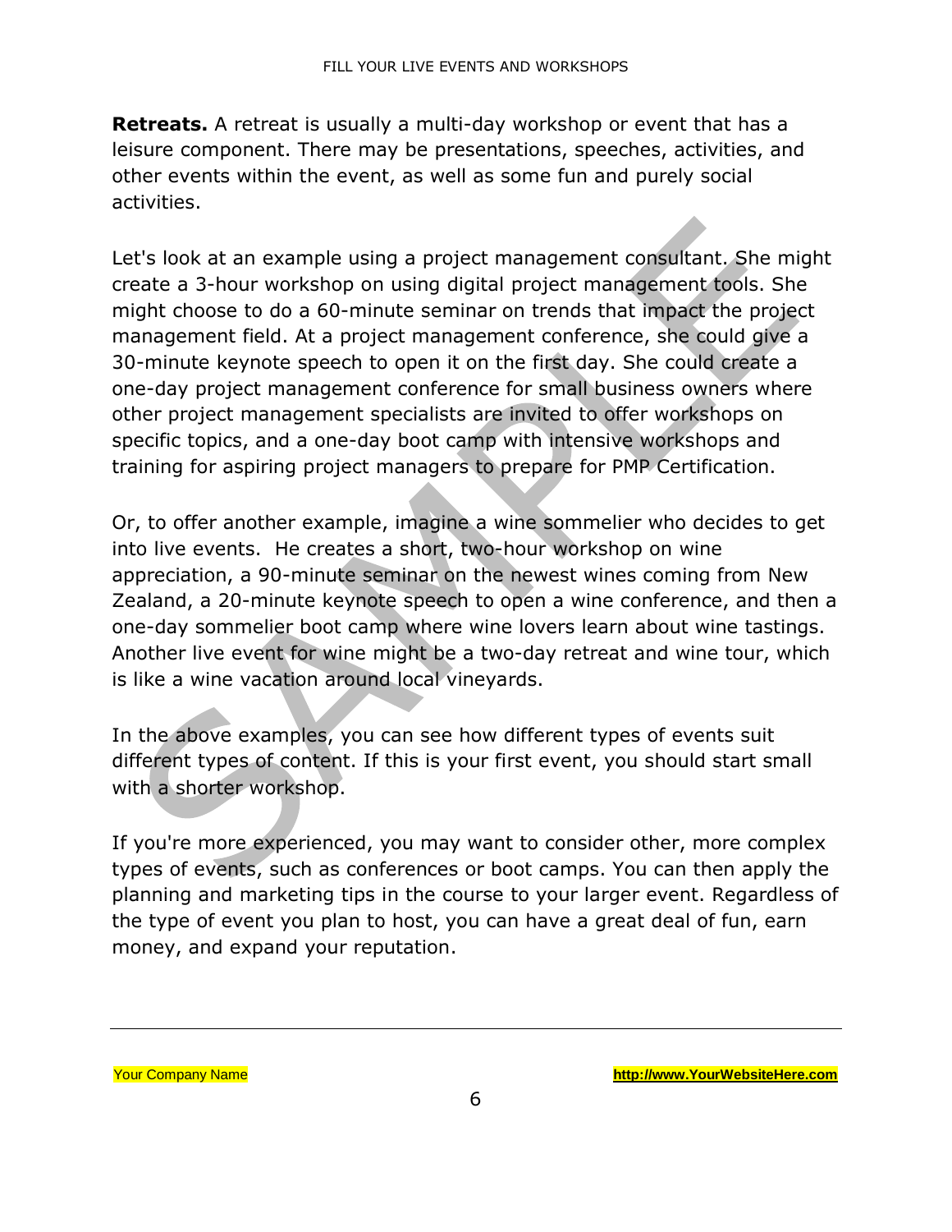**Retreats.** A retreat is usually a multi-day workshop or event that has a leisure component. There may be presentations, speeches, activities, and other events within the event, as well as some fun and purely social activities.

Let's look at an example using a project management consultant. She might create a 3-hour workshop on using digital project management tools. She might choose to do a 60-minute seminar on trends that impact the project management field. At a project management conference, she could give a 30-minute keynote speech to open it on the first day. She could create a one-day project management conference for small business owners where other project management specialists are invited to offer workshops on specific topics, and a one-day boot camp with intensive workshops and training for aspiring project managers to prepare for PMP Certification.

Or, to offer another example, imagine a wine sommelier who decides to get into live events. He creates a short, two-hour workshop on wine appreciation, a 90-minute seminar on the newest wines coming from New Zealand, a 20-minute keynote speech to open a wine conference, and then a one-day sommelier boot camp where wine lovers learn about wine tastings. Another live event for wine might be a two-day retreat and wine tour, which is like a wine vacation around local vineyards.

In the above examples, you can see how different types of events suit different types of content. If this is your first event, you should start small with a shorter workshop.

If you're more experienced, you may want to consider other, more complex types of events, such as conferences or boot camps. You can then apply the planning and marketing tips in the course to your larger event. Regardless of the type of event you plan to host, you can have a great deal of fun, earn money, and expand your reputation.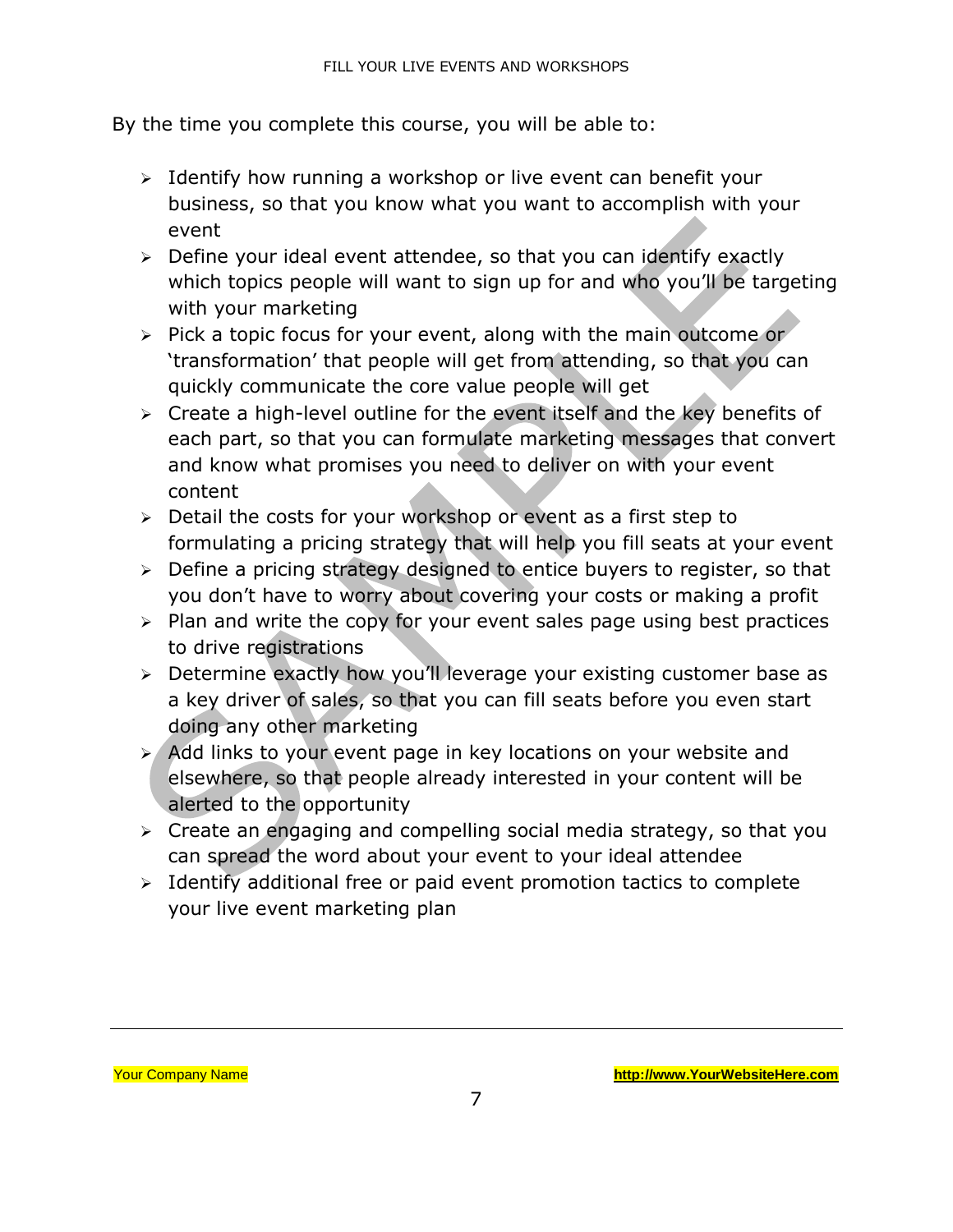By the time you complete this course, you will be able to:

- Identify how running a workshop or live event can benefit your business, so that you know what you want to accomplish with your event
- Define your ideal event attendee, so that you can identify exactly which topics people will want to sign up for and who you'll be targeting with your marketing
- Pick a topic focus for your event, along with the main outcome or 'transformation' that people will get from attending, so that you can quickly communicate the core value people will get
- Create a high-level outline for the event itself and the key benefits of each part, so that you can formulate marketing messages that convert and know what promises you need to deliver on with your event content
- Detail the costs for your workshop or event as a first step to formulating a pricing strategy that will help you fill seats at your event
- Define a pricing strategy designed to entice buyers to register, so that you don't have to worry about covering your costs or making a profit
- Plan and write the copy for your event sales page using best practices to drive registrations
- Determine exactly how you'll leverage your existing customer base as a key driver of sales, so that you can fill seats before you even start doing any other marketing
- Add links to your event page in key locations on your website and elsewhere, so that people already interested in your content will be alerted to the opportunity
- Create an engaging and compelling social media strategy, so that you can spread the word about your event to your ideal attendee
- Identify additional free or paid event promotion tactics to complete your live event marketing plan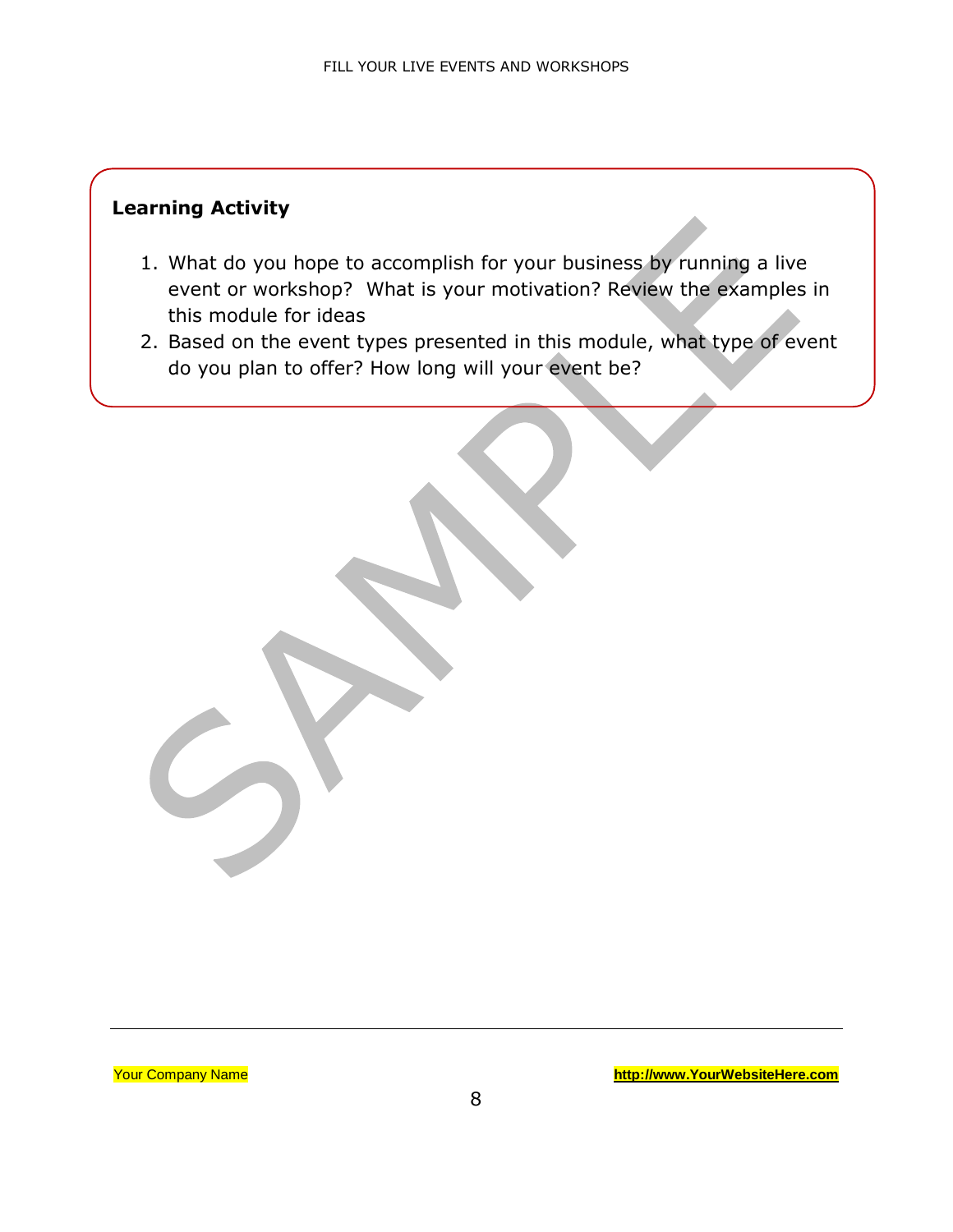**Learning Activity**

1. What do you hope to accomplish for your business by running a live event or workshop?  What is your motivation? Review the examples in this module for ideas
2. Based on the event types presented in this module, what type of event do you plan to offer? How long will your event be?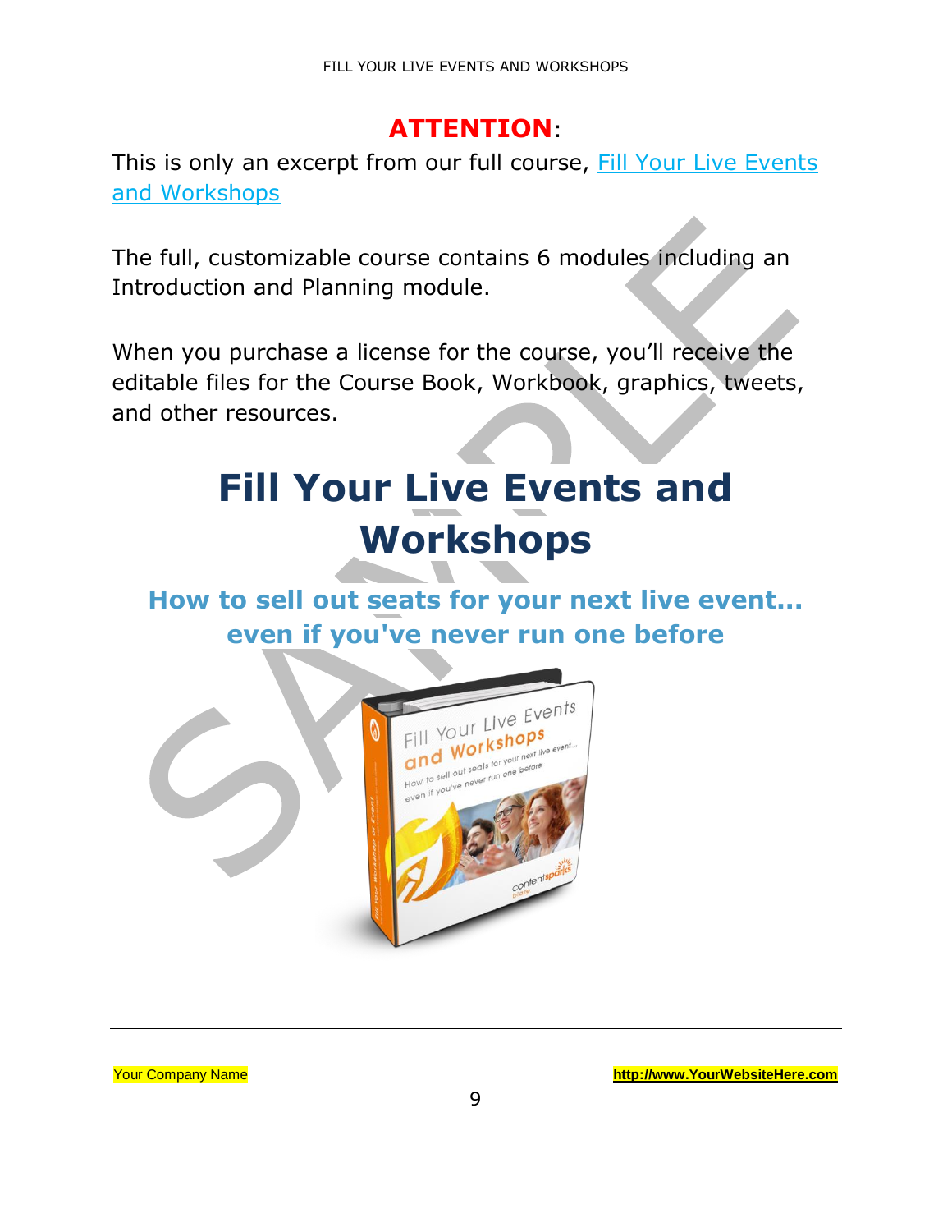**ATTENTION**:

This is only an excerpt from our full course, [Fill Your Live Events and Workshops]

The full, customizable course contains 6 modules including an Introduction and Planning module.

When you purchase a license for the course, you'll receive the editable files for the Course Book, Workbook, graphics, tweets, and other resources.

# Fill Your Live Events and Workshops

## How to sell out seats for your next live event... even if you've never run one before